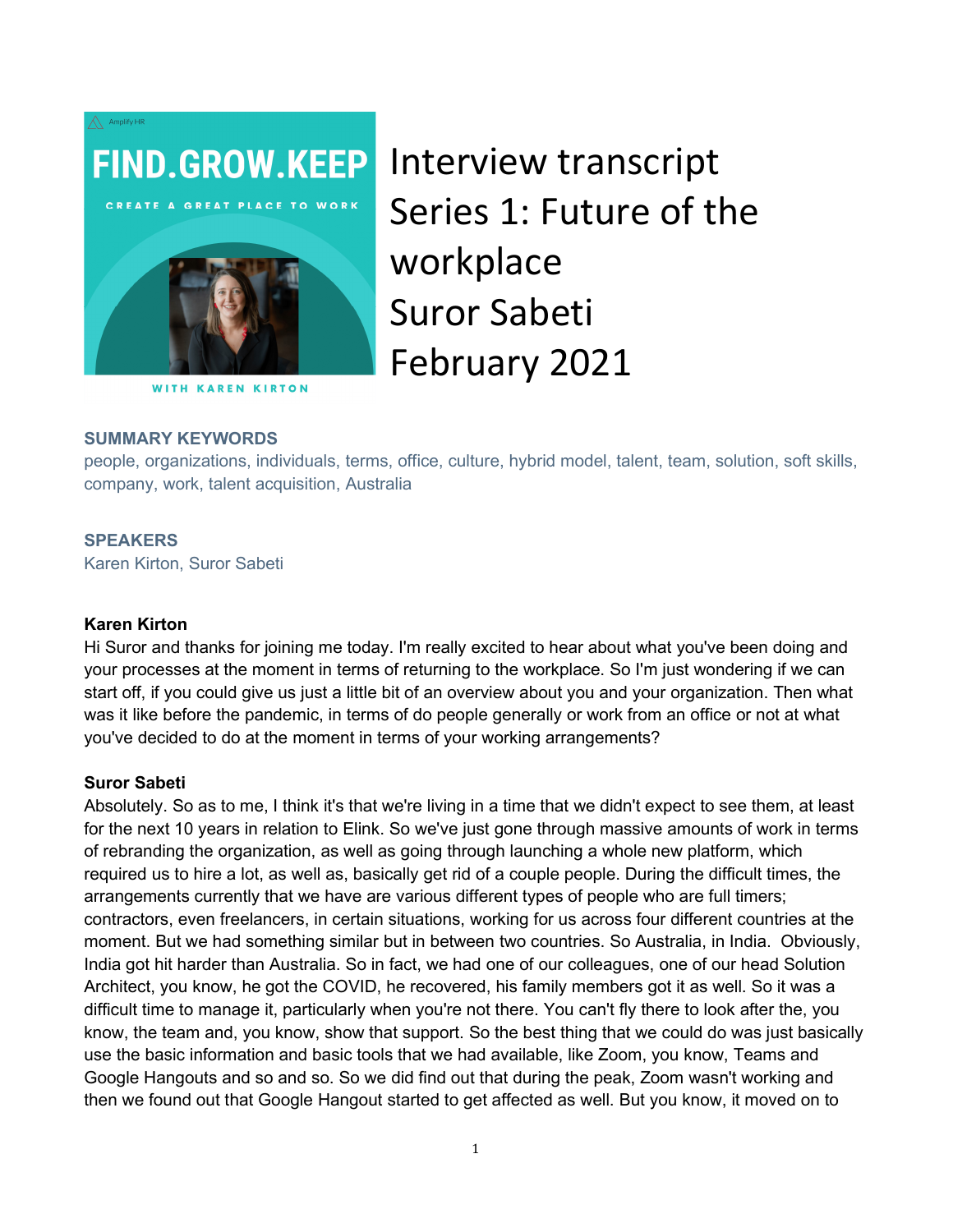# Interview transcript
# Series 1: Future of the workplace
# Suror Sabeti
# February 2021

FIND.GROW.KEEP

CREATE A GREAT PLACE TO WORK

WITH KAREN KIRTON

### SUMMARY KEYWORDS

people, organizations, individuals, terms, office, culture, hybrid model, talent, team, solution, soft skills, company, work, talent acquisition, Australia

### SPEAKERS

Karen Kirton, Suror Sabeti

**Karen Kirton**

Hi Suror and thanks for joining me today. I'm really excited to hear about what you've been doing and your processes at the moment in terms of returning to the workplace. So I'm just wondering if we can start off, if you could give us just a little bit of an overview about you and your organization. Then what was it like before the pandemic, in terms of do people generally or work from an office or not at what you've decided to do at the moment in terms of your working arrangements?

**Suror Sabeti**

Absolutely. So as to me, I think it's that we're living in a time that we didn't expect to see them, at least for the next 10 years in relation to Elink. So we've just gone through massive amounts of work in terms of rebranding the organization, as well as going through launching a whole new platform, which required us to hire a lot, as well as, basically get rid of a couple people. During the difficult times, the arrangements currently that we have are various different types of people who are full timers; contractors, even freelancers, in certain situations, working for us across four different countries at the moment. But we had something similar but in between two countries. So Australia, in India. Obviously, India got hit harder than Australia. So in fact, we had one of our colleagues, one of our head Solution Architect, you know, he got the COVID, he recovered, his family members got it as well. So it was a difficult time to manage it, particularly when you're not there. You can't fly there to look after the, you know, the team and, you know, show that support. So the best thing that we could do was just basically use the basic information and basic tools that we had available, like Zoom, you know, Teams and Google Hangouts and so and so. So we did find out that during the peak, Zoom wasn't working and then we found out that Google Hangout started to get affected as well. But you know, it moved on to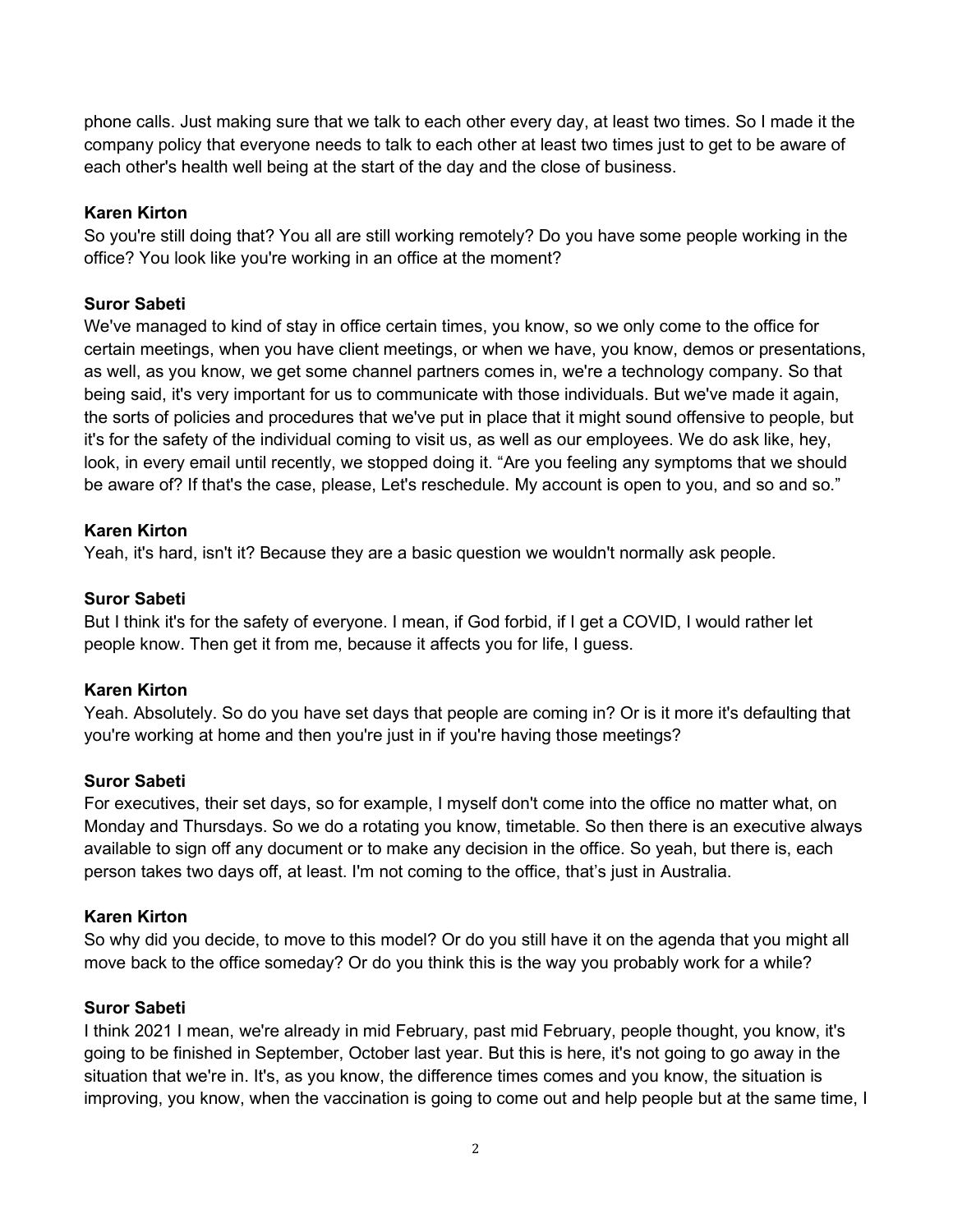phone calls. Just making sure that we talk to each other every day, at least two times. So I made it the company policy that everyone needs to talk to each other at least two times just to get to be aware of each other's health well being at the start of the day and the close of business.

**Karen Kirton**
So you're still doing that? You all are still working remotely? Do you have some people working in the office? You look like you're working in an office at the moment?

**Suror Sabeti**
We've managed to kind of stay in office certain times, you know, so we only come to the office for certain meetings, when you have client meetings, or when we have, you know, demos or presentations, as well, as you know, we get some channel partners comes in, we're a technology company. So that being said, it's very important for us to communicate with those individuals. But we've made it again, the sorts of policies and procedures that we've put in place that it might sound offensive to people, but it's for the safety of the individual coming to visit us, as well as our employees. We do ask like, hey, look, in every email until recently, we stopped doing it. "Are you feeling any symptoms that we should be aware of? If that's the case, please, Let's reschedule. My account is open to you, and so and so."

**Karen Kirton**
Yeah, it's hard, isn't it? Because they are a basic question we wouldn't normally ask people.

**Suror Sabeti**
But I think it's for the safety of everyone. I mean, if God forbid, if I get a COVID, I would rather let people know. Then get it from me, because it affects you for life, I guess.

**Karen Kirton**
Yeah. Absolutely. So do you have set days that people are coming in? Or is it more it's defaulting that you're working at home and then you're just in if you're having those meetings?

**Suror Sabeti**
For executives, their set days, so for example, I myself don't come into the office no matter what, on Monday and Thursdays. So we do a rotating you know, timetable. So then there is an executive always available to sign off any document or to make any decision in the office. So yeah, but there is, each person takes two days off, at least. I'm not coming to the office, that's just in Australia.

**Karen Kirton**
So why did you decide, to move to this model? Or do you still have it on the agenda that you might all move back to the office someday? Or do you think this is the way you probably work for a while?

**Suror Sabeti**
I think 2021 I mean, we're already in mid February, past mid February, people thought, you know, it's going to be finished in September, October last year. But this is here, it's not going to go away in the situation that we're in. It's, as you know, the difference times comes and you know, the situation is improving, you know, when the vaccination is going to come out and help people but at the same time, I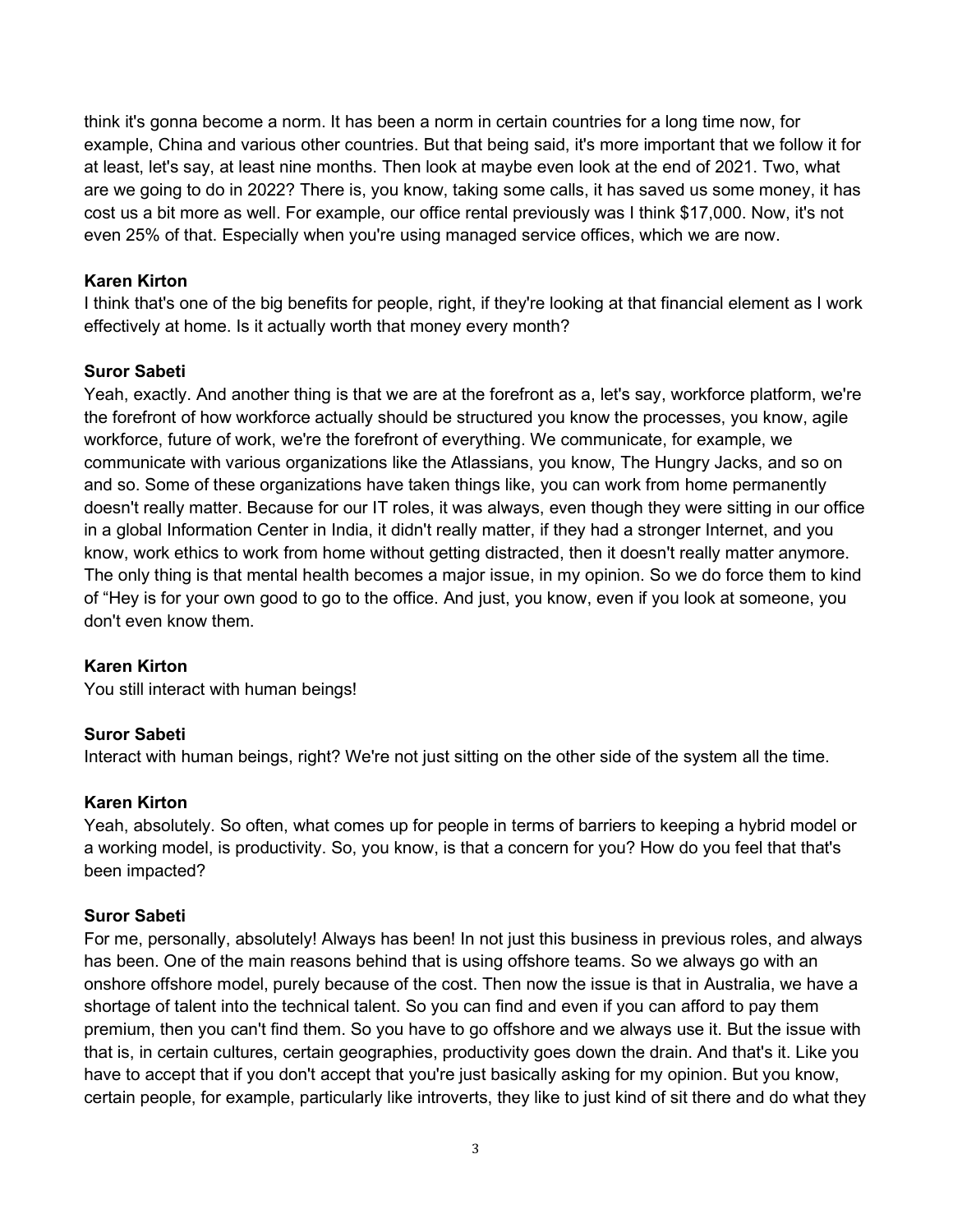think it's gonna become a norm. It has been a norm in certain countries for a long time now, for example, China and various other countries. But that being said, it's more important that we follow it for at least, let's say, at least nine months. Then look at maybe even look at the end of 2021. Two, what are we going to do in 2022? There is, you know, taking some calls, it has saved us some money, it has cost us a bit more as well. For example, our office rental previously was I think $17,000. Now, it's not even 25% of that. Especially when you're using managed service offices, which we are now.

**Karen Kirton**
I think that's one of the big benefits for people, right, if they're looking at that financial element as I work effectively at home. Is it actually worth that money every month?

**Suror Sabeti**
Yeah, exactly. And another thing is that we are at the forefront as a, let's say, workforce platform, we're the forefront of how workforce actually should be structured you know the processes, you know, agile workforce, future of work, we're the forefront of everything. We communicate, for example, we communicate with various organizations like the Atlassians, you know, The Hungry Jacks, and so on and so. Some of these organizations have taken things like, you can work from home permanently doesn't really matter. Because for our IT roles, it was always, even though they were sitting in our office in a global Information Center in India, it didn't really matter, if they had a stronger Internet, and you know, work ethics to work from home without getting distracted, then it doesn't really matter anymore. The only thing is that mental health becomes a major issue, in my opinion. So we do force them to kind of "Hey is for your own good to go to the office. And just, you know, even if you look at someone, you don't even know them.

**Karen Kirton**
You still interact with human beings!

**Suror Sabeti**
Interact with human beings, right? We're not just sitting on the other side of the system all the time.

**Karen Kirton**
Yeah, absolutely. So often, what comes up for people in terms of barriers to keeping a hybrid model or a working model, is productivity. So, you know, is that a concern for you? How do you feel that that's been impacted?

**Suror Sabeti**
For me, personally, absolutely! Always has been! In not just this business in previous roles, and always has been. One of the main reasons behind that is using offshore teams. So we always go with an onshore offshore model, purely because of the cost. Then now the issue is that in Australia, we have a shortage of talent into the technical talent. So you can find and even if you can afford to pay them premium, then you can't find them. So you have to go offshore and we always use it. But the issue with that is, in certain cultures, certain geographies, productivity goes down the drain. And that's it. Like you have to accept that if you don't accept that you're just basically asking for my opinion. But you know, certain people, for example, particularly like introverts, they like to just kind of sit there and do what they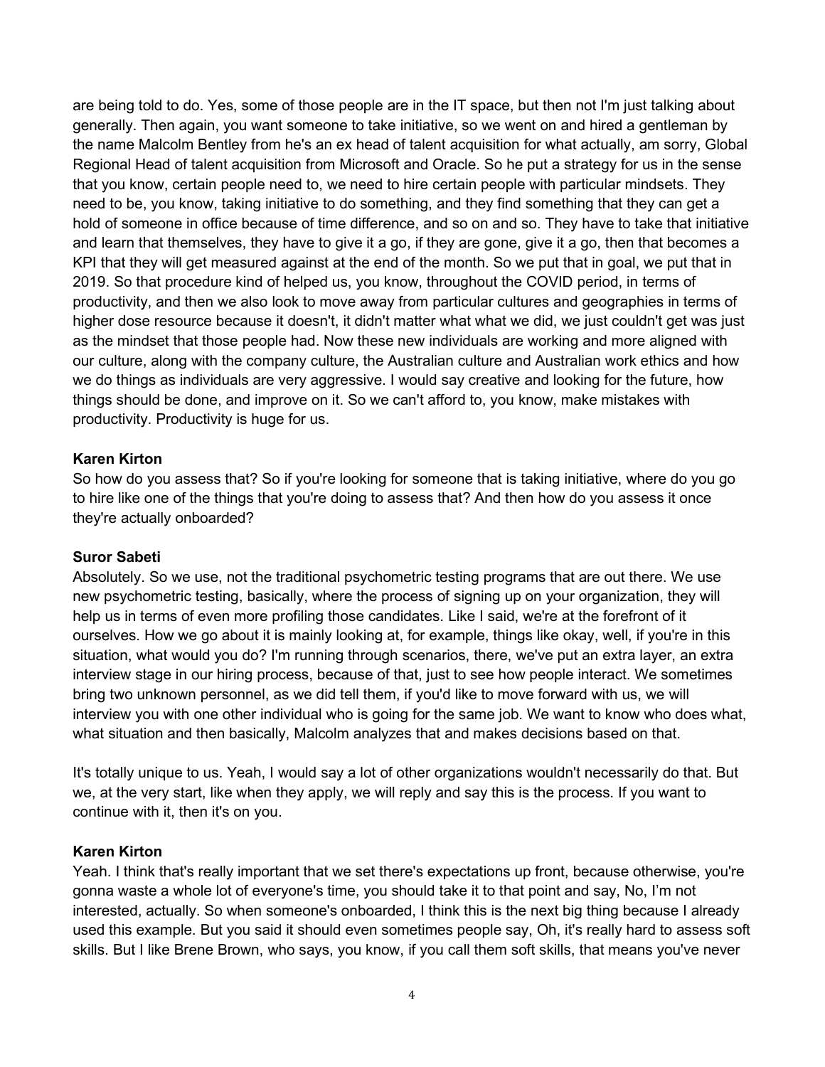are being told to do. Yes, some of those people are in the IT space, but then not I'm just talking about generally. Then again, you want someone to take initiative, so we went on and hired a gentleman by the name Malcolm Bentley from he's an ex head of talent acquisition for what actually, am sorry, Global Regional Head of talent acquisition from Microsoft and Oracle. So he put a strategy for us in the sense that you know, certain people need to, we need to hire certain people with particular mindsets. They need to be, you know, taking initiative to do something, and they find something that they can get a hold of someone in office because of time difference, and so on and so. They have to take that initiative and learn that themselves, they have to give it a go, if they are gone, give it a go, then that becomes a KPI that they will get measured against at the end of the month. So we put that in goal, we put that in 2019. So that procedure kind of helped us, you know, throughout the COVID period, in terms of productivity, and then we also look to move away from particular cultures and geographies in terms of higher dose resource because it doesn't, it didn't matter what what we did, we just couldn't get was just as the mindset that those people had. Now these new individuals are working and more aligned with our culture, along with the company culture, the Australian culture and Australian work ethics and how we do things as individuals are very aggressive. I would say creative and looking for the future, how things should be done, and improve on it. So we can't afford to, you know, make mistakes with productivity. Productivity is huge for us.

**Karen Kirton**
So how do you assess that? So if you're looking for someone that is taking initiative, where do you go to hire like one of the things that you're doing to assess that? And then how do you assess it once they're actually onboarded?

**Suror Sabeti**
Absolutely. So we use, not the traditional psychometric testing programs that are out there. We use new psychometric testing, basically, where the process of signing up on your organization, they will help us in terms of even more profiling those candidates. Like I said, we're at the forefront of it ourselves. How we go about it is mainly looking at, for example, things like okay, well, if you're in this situation, what would you do? I'm running through scenarios, there, we've put an extra layer, an extra interview stage in our hiring process, because of that, just to see how people interact. We sometimes bring two unknown personnel, as we did tell them, if you'd like to move forward with us, we will interview you with one other individual who is going for the same job. We want to know who does what, what situation and then basically, Malcolm analyzes that and makes decisions based on that.

It's totally unique to us. Yeah, I would say a lot of other organizations wouldn't necessarily do that. But we, at the very start, like when they apply, we will reply and say this is the process. If you want to continue with it, then it's on you.

**Karen Kirton**
Yeah. I think that's really important that we set there's expectations up front, because otherwise, you're gonna waste a whole lot of everyone's time, you should take it to that point and say, No, I'm not interested, actually. So when someone's onboarded, I think this is the next big thing because I already used this example. But you said it should even sometimes people say, Oh, it's really hard to assess soft skills. But I like Brene Brown, who says, you know, if you call them soft skills, that means you've never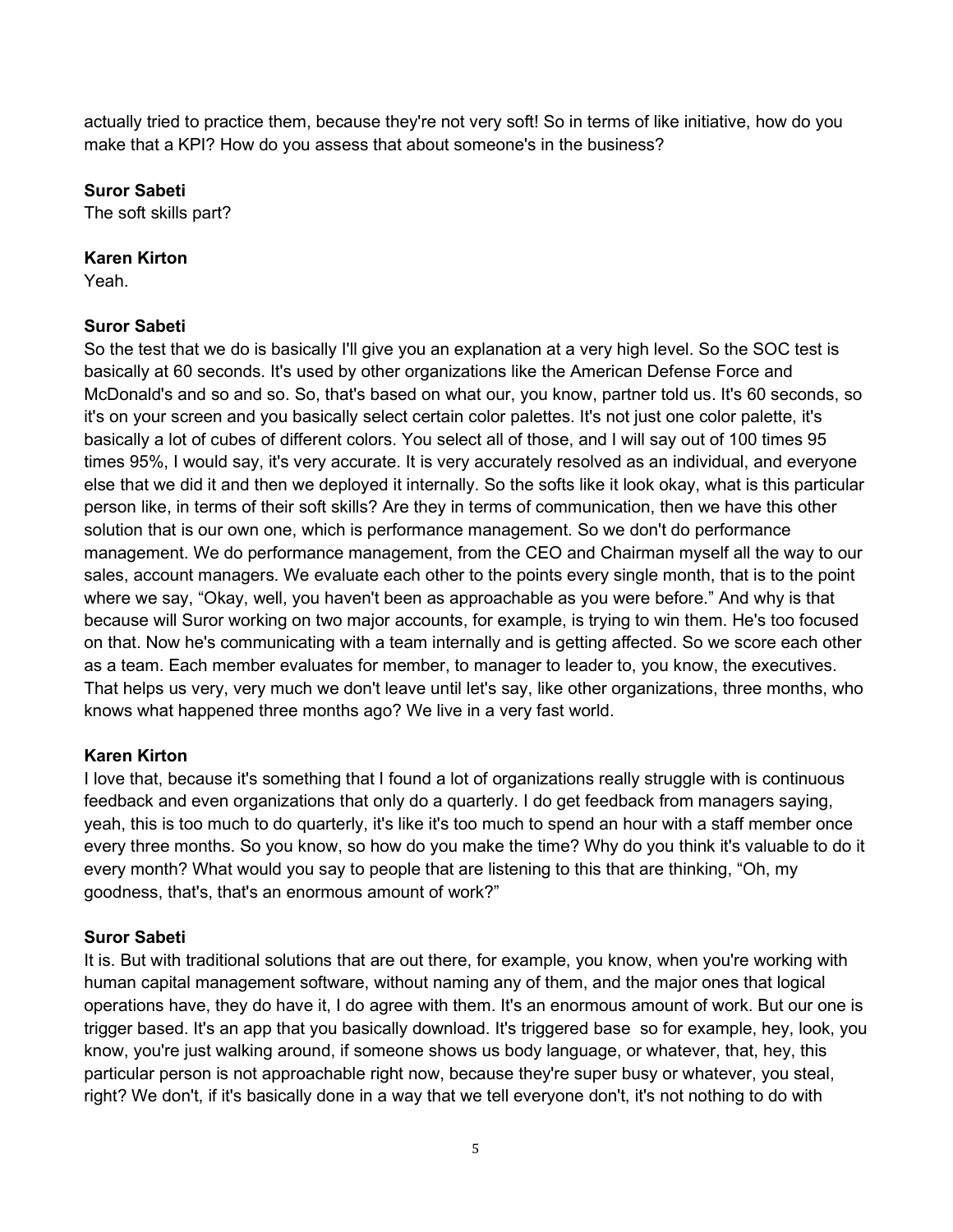actually tried to practice them, because they're not very soft! So in terms of like initiative, how do you make that a KPI? How do you assess that about someone's in the business?

**Suror Sabeti**
The soft skills part?

**Karen Kirton**
Yeah.

**Suror Sabeti**
So the test that we do is basically I'll give you an explanation at a very high level. So the SOC test is basically at 60 seconds. It's used by other organizations like the American Defense Force and McDonald's and so and so. So, that's based on what our, you know, partner told us. It's 60 seconds, so it's on your screen and you basically select certain color palettes. It's not just one color palette, it's basically a lot of cubes of different colors. You select all of those, and I will say out of 100 times 95 times 95%, I would say, it's very accurate. It is very accurately resolved as an individual, and everyone else that we did it and then we deployed it internally. So the softs like it look okay, what is this particular person like, in terms of their soft skills? Are they in terms of communication, then we have this other solution that is our own one, which is performance management. So we don't do performance management. We do performance management, from the CEO and Chairman myself all the way to our sales, account managers. We evaluate each other to the points every single month, that is to the point where we say, "Okay, well, you haven't been as approachable as you were before." And why is that because will Suror working on two major accounts, for example, is trying to win them. He's too focused on that. Now he's communicating with a team internally and is getting affected. So we score each other as a team. Each member evaluates for member, to manager to leader to, you know, the executives. That helps us very, very much we don't leave until let's say, like other organizations, three months, who knows what happened three months ago? We live in a very fast world.

**Karen Kirton**
I love that, because it's something that I found a lot of organizations really struggle with is continuous feedback and even organizations that only do a quarterly. I do get feedback from managers saying, yeah, this is too much to do quarterly, it's like it's too much to spend an hour with a staff member once every three months. So you know, so how do you make the time? Why do you think it's valuable to do it every month? What would you say to people that are listening to this that are thinking, "Oh, my goodness, that's, that's an enormous amount of work?"

**Suror Sabeti**
It is. But with traditional solutions that are out there, for example, you know, when you're working with human capital management software, without naming any of them, and the major ones that logical operations have, they do have it, I do agree with them. It's an enormous amount of work. But our one is trigger based. It's an app that you basically download. It's triggered base so for example, hey, look, you know, you're just walking around, if someone shows us body language, or whatever, that, hey, this particular person is not approachable right now, because they're super busy or whatever, you steal, right? We don't, if it's basically done in a way that we tell everyone don't, it's not nothing to do with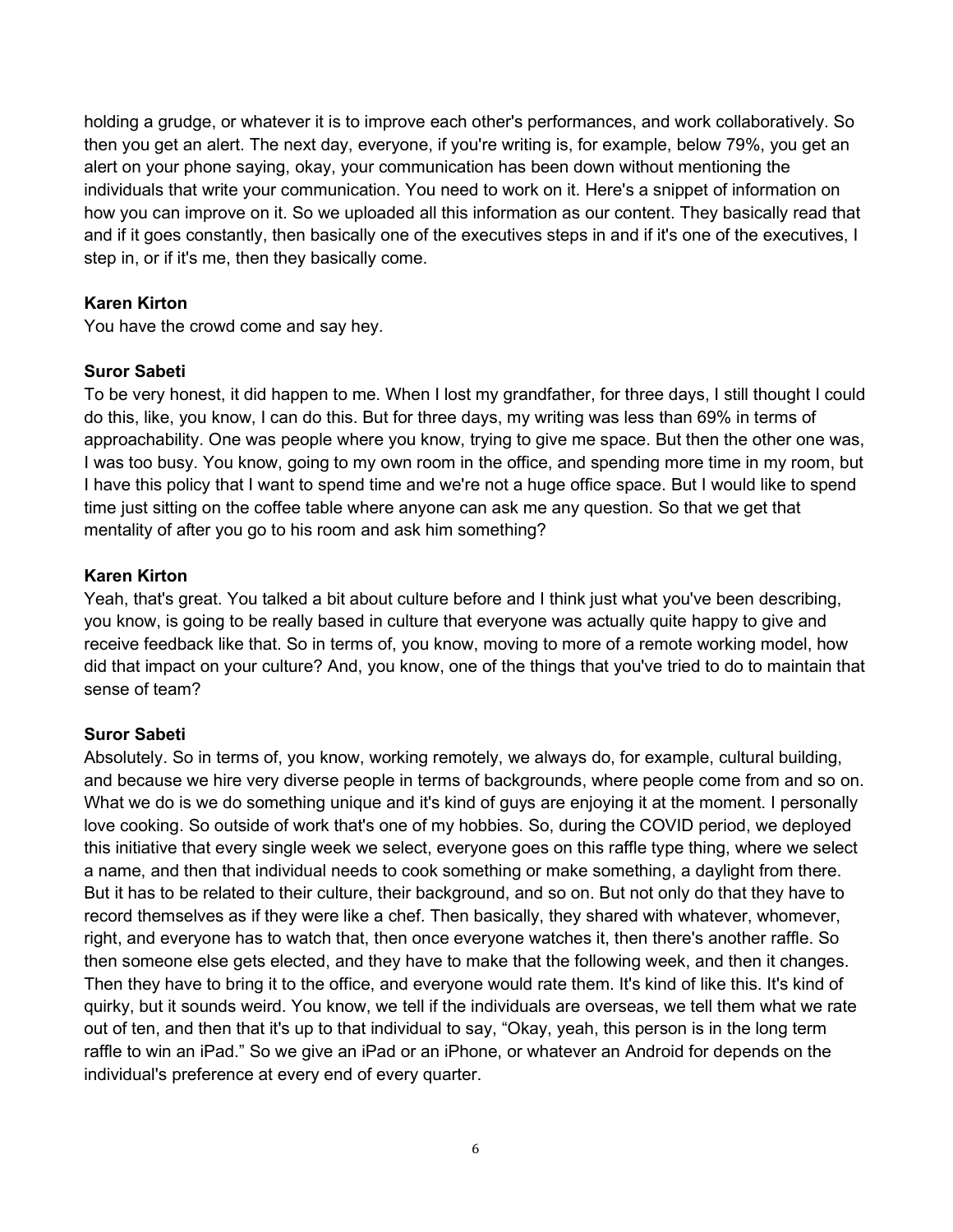holding a grudge, or whatever it is to improve each other's performances, and work collaboratively. So then you get an alert. The next day, everyone, if you're writing is, for example, below 79%, you get an alert on your phone saying, okay, your communication has been down without mentioning the individuals that write your communication. You need to work on it. Here's a snippet of information on how you can improve on it. So we uploaded all this information as our content. They basically read that and if it goes constantly, then basically one of the executives steps in and if it's one of the executives, I step in, or if it's me, then they basically come.

**Karen Kirton**
You have the crowd come and say hey.

**Suror Sabeti**
To be very honest, it did happen to me. When I lost my grandfather, for three days, I still thought I could do this, like, you know, I can do this. But for three days, my writing was less than 69% in terms of approachability. One was people where you know, trying to give me space. But then the other one was, I was too busy. You know, going to my own room in the office, and spending more time in my room, but I have this policy that I want to spend time and we're not a huge office space. But I would like to spend time just sitting on the coffee table where anyone can ask me any question. So that we get that mentality of after you go to his room and ask him something?

**Karen Kirton**
Yeah, that's great. You talked a bit about culture before and I think just what you've been describing, you know, is going to be really based in culture that everyone was actually quite happy to give and receive feedback like that. So in terms of, you know, moving to more of a remote working model, how did that impact on your culture? And, you know, one of the things that you've tried to do to maintain that sense of team?

**Suror Sabeti**
Absolutely. So in terms of, you know, working remotely, we always do, for example, cultural building, and because we hire very diverse people in terms of backgrounds, where people come from and so on. What we do is we do something unique and it's kind of guys are enjoying it at the moment. I personally love cooking. So outside of work that's one of my hobbies. So, during the COVID period, we deployed this initiative that every single week we select, everyone goes on this raffle type thing, where we select a name, and then that individual needs to cook something or make something, a daylight from there. But it has to be related to their culture, their background, and so on. But not only do that they have to record themselves as if they were like a chef. Then basically, they shared with whatever, whomever, right, and everyone has to watch that, then once everyone watches it, then there's another raffle. So then someone else gets elected, and they have to make that the following week, and then it changes. Then they have to bring it to the office, and everyone would rate them. It's kind of like this. It's kind of quirky, but it sounds weird. You know, we tell if the individuals are overseas, we tell them what we rate out of ten, and then that it's up to that individual to say, "Okay, yeah, this person is in the long term raffle to win an iPad." So we give an iPad or an iPhone, or whatever an Android for depends on the individual's preference at every end of every quarter.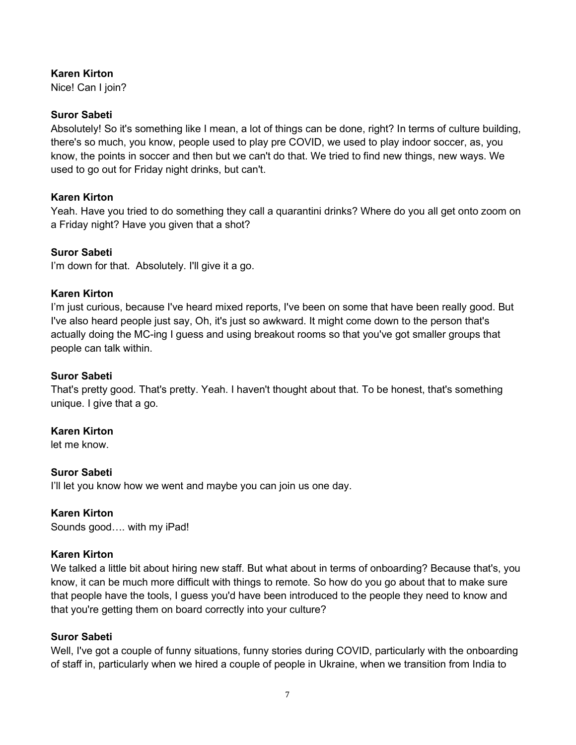**Karen Kirton**
Nice! Can I join?

**Suror Sabeti**
Absolutely! So it's something like I mean, a lot of things can be done, right? In terms of culture building, there's so much, you know, people used to play pre COVID, we used to play indoor soccer, as, you know, the points in soccer and then but we can't do that. We tried to find new things, new ways. We used to go out for Friday night drinks, but can't.

**Karen Kirton**
Yeah. Have you tried to do something they call a quarantini drinks? Where do you all get onto zoom on a Friday night? Have you given that a shot?

**Suror Sabeti**
I'm down for that. Absolutely. I'll give it a go.

**Karen Kirton**
I'm just curious, because I've heard mixed reports, I've been on some that have been really good. But I've also heard people just say, Oh, it's just so awkward. It might come down to the person that's actually doing the MC-ing I guess and using breakout rooms so that you've got smaller groups that people can talk within.

**Suror Sabeti**
That's pretty good. That's pretty. Yeah. I haven't thought about that. To be honest, that's something unique. I give that a go.

**Karen Kirton**
let me know.

**Suror Sabeti**
I'll let you know how we went and maybe you can join us one day.

**Karen Kirton**
Sounds good…. with my iPad!

**Karen Kirton**
We talked a little bit about hiring new staff. But what about in terms of onboarding? Because that's, you know, it can be much more difficult with things to remote. So how do you go about that to make sure that people have the tools, I guess you'd have been introduced to the people they need to know and that you're getting them on board correctly into your culture?

**Suror Sabeti**
Well, I've got a couple of funny situations, funny stories during COVID, particularly with the onboarding of staff in, particularly when we hired a couple of people in Ukraine, when we transition from India to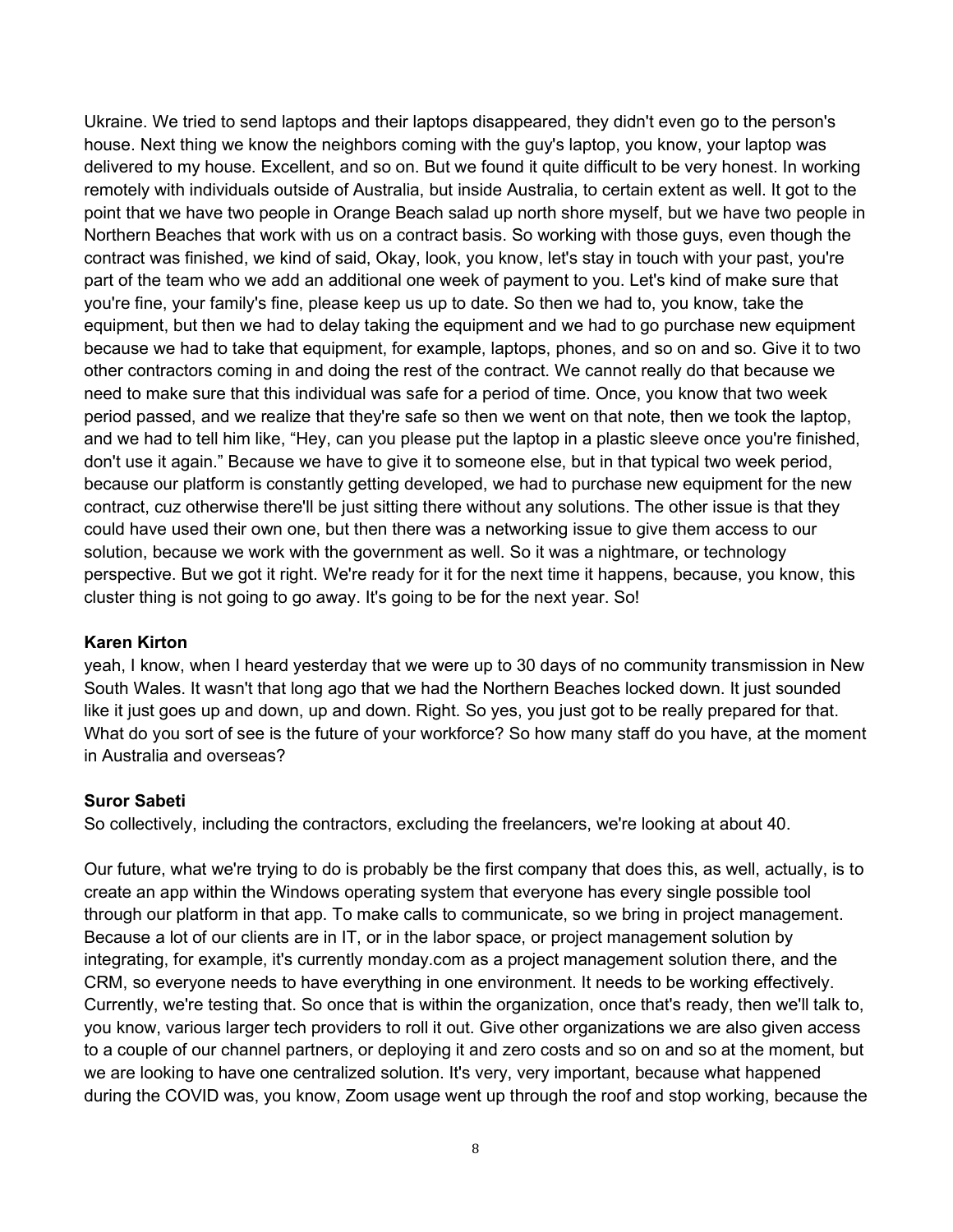Ukraine. We tried to send laptops and their laptops disappeared, they didn't even go to the person's house. Next thing we know the neighbors coming with the guy's laptop, you know, your laptop was delivered to my house. Excellent, and so on. But we found it quite difficult to be very honest. In working remotely with individuals outside of Australia, but inside Australia, to certain extent as well. It got to the point that we have two people in Orange Beach salad up north shore myself, but we have two people in Northern Beaches that work with us on a contract basis. So working with those guys, even though the contract was finished, we kind of said, Okay, look, you know, let's stay in touch with your past, you're part of the team who we add an additional one week of payment to you. Let's kind of make sure that you're fine, your family's fine, please keep us up to date. So then we had to, you know, take the equipment, but then we had to delay taking the equipment and we had to go purchase new equipment because we had to take that equipment, for example, laptops, phones, and so on and so. Give it to two other contractors coming in and doing the rest of the contract. We cannot really do that because we need to make sure that this individual was safe for a period of time. Once, you know that two week period passed, and we realize that they're safe so then we went on that note, then we took the laptop, and we had to tell him like, "Hey, can you please put the laptop in a plastic sleeve once you're finished, don't use it again." Because we have to give it to someone else, but in that typical two week period, because our platform is constantly getting developed, we had to purchase new equipment for the new contract, cuz otherwise there'll be just sitting there without any solutions. The other issue is that they could have used their own one, but then there was a networking issue to give them access to our solution, because we work with the government as well. So it was a nightmare, or technology perspective. But we got it right. We're ready for it for the next time it happens, because, you know, this cluster thing is not going to go away. It's going to be for the next year. So!

**Karen Kirton**

yeah, I know, when I heard yesterday that we were up to 30 days of no community transmission in New South Wales. It wasn't that long ago that we had the Northern Beaches locked down. It just sounded like it just goes up and down, up and down. Right. So yes, you just got to be really prepared for that. What do you sort of see is the future of your workforce? So how many staff do you have, at the moment in Australia and overseas?

**Suror Sabeti**

So collectively, including the contractors, excluding the freelancers, we're looking at about 40.

Our future, what we're trying to do is probably be the first company that does this, as well, actually, is to create an app within the Windows operating system that everyone has every single possible tool through our platform in that app. To make calls to communicate, so we bring in project management. Because a lot of our clients are in IT, or in the labor space, or project management solution by integrating, for example, it's currently monday.com as a project management solution there, and the CRM, so everyone needs to have everything in one environment. It needs to be working effectively. Currently, we're testing that. So once that is within the organization, once that's ready, then we'll talk to, you know, various larger tech providers to roll it out. Give other organizations we are also given access to a couple of our channel partners, or deploying it and zero costs and so on and so at the moment, but we are looking to have one centralized solution. It's very, very important, because what happened during the COVID was, you know, Zoom usage went up through the roof and stop working, because the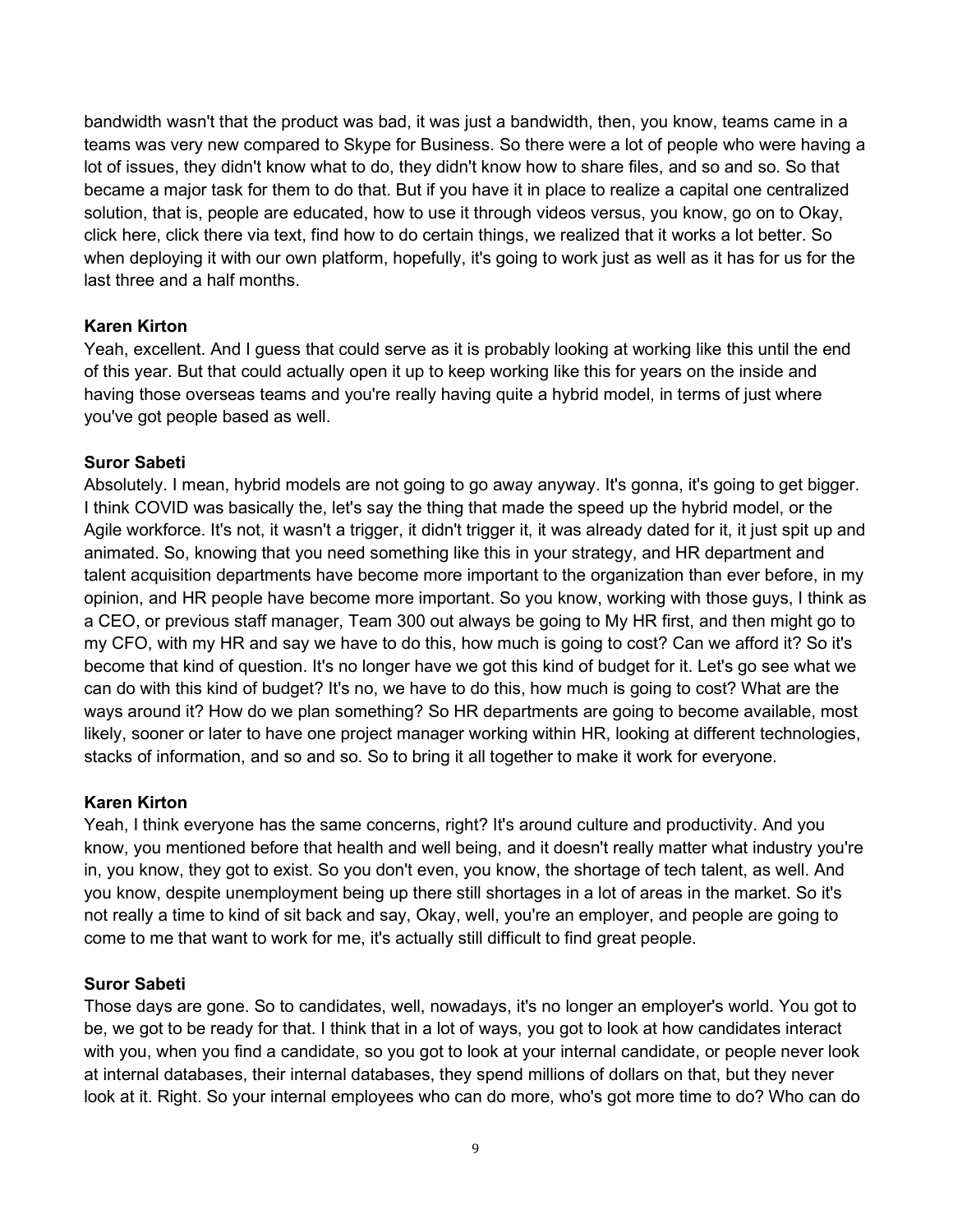bandwidth wasn't that the product was bad, it was just a bandwidth, then, you know, teams came in a teams was very new compared to Skype for Business. So there were a lot of people who were having a lot of issues, they didn't know what to do, they didn't know how to share files, and so and so. So that became a major task for them to do that. But if you have it in place to realize a capital one centralized solution, that is, people are educated, how to use it through videos versus, you know, go on to Okay, click here, click there via text, find how to do certain things, we realized that it works a lot better. So when deploying it with our own platform, hopefully, it's going to work just as well as it has for us for the last three and a half months.

**Karen Kirton**
Yeah, excellent. And I guess that could serve as it is probably looking at working like this until the end of this year. But that could actually open it up to keep working like this for years on the inside and having those overseas teams and you're really having quite a hybrid model, in terms of just where you've got people based as well.

**Suror Sabeti**
Absolutely. I mean, hybrid models are not going to go away anyway. It's gonna, it's going to get bigger. I think COVID was basically the, let's say the thing that made the speed up the hybrid model, or the Agile workforce. It's not, it wasn't a trigger, it didn't trigger it, it was already dated for it, it just spit up and animated. So, knowing that you need something like this in your strategy, and HR department and talent acquisition departments have become more important to the organization than ever before, in my opinion, and HR people have become more important. So you know, working with those guys, I think as a CEO, or previous staff manager, Team 300 out always be going to My HR first, and then might go to my CFO, with my HR and say we have to do this, how much is going to cost? Can we afford it? So it's become that kind of question. It's no longer have we got this kind of budget for it. Let's go see what we can do with this kind of budget? It's no, we have to do this, how much is going to cost? What are the ways around it? How do we plan something? So HR departments are going to become available, most likely, sooner or later to have one project manager working within HR, looking at different technologies, stacks of information, and so and so. So to bring it all together to make it work for everyone.

**Karen Kirton**
Yeah, I think everyone has the same concerns, right? It's around culture and productivity. And you know, you mentioned before that health and well being, and it doesn't really matter what industry you're in, you know, they got to exist. So you don't even, you know, the shortage of tech talent, as well. And you know, despite unemployment being up there still shortages in a lot of areas in the market. So it's not really a time to kind of sit back and say, Okay, well, you're an employer, and people are going to come to me that want to work for me, it's actually still difficult to find great people.

**Suror Sabeti**
Those days are gone. So to candidates, well, nowadays, it's no longer an employer's world. You got to be, we got to be ready for that. I think that in a lot of ways, you got to look at how candidates interact with you, when you find a candidate, so you got to look at your internal candidate, or people never look at internal databases, their internal databases, they spend millions of dollars on that, but they never look at it. Right. So your internal employees who can do more, who's got more time to do? Who can do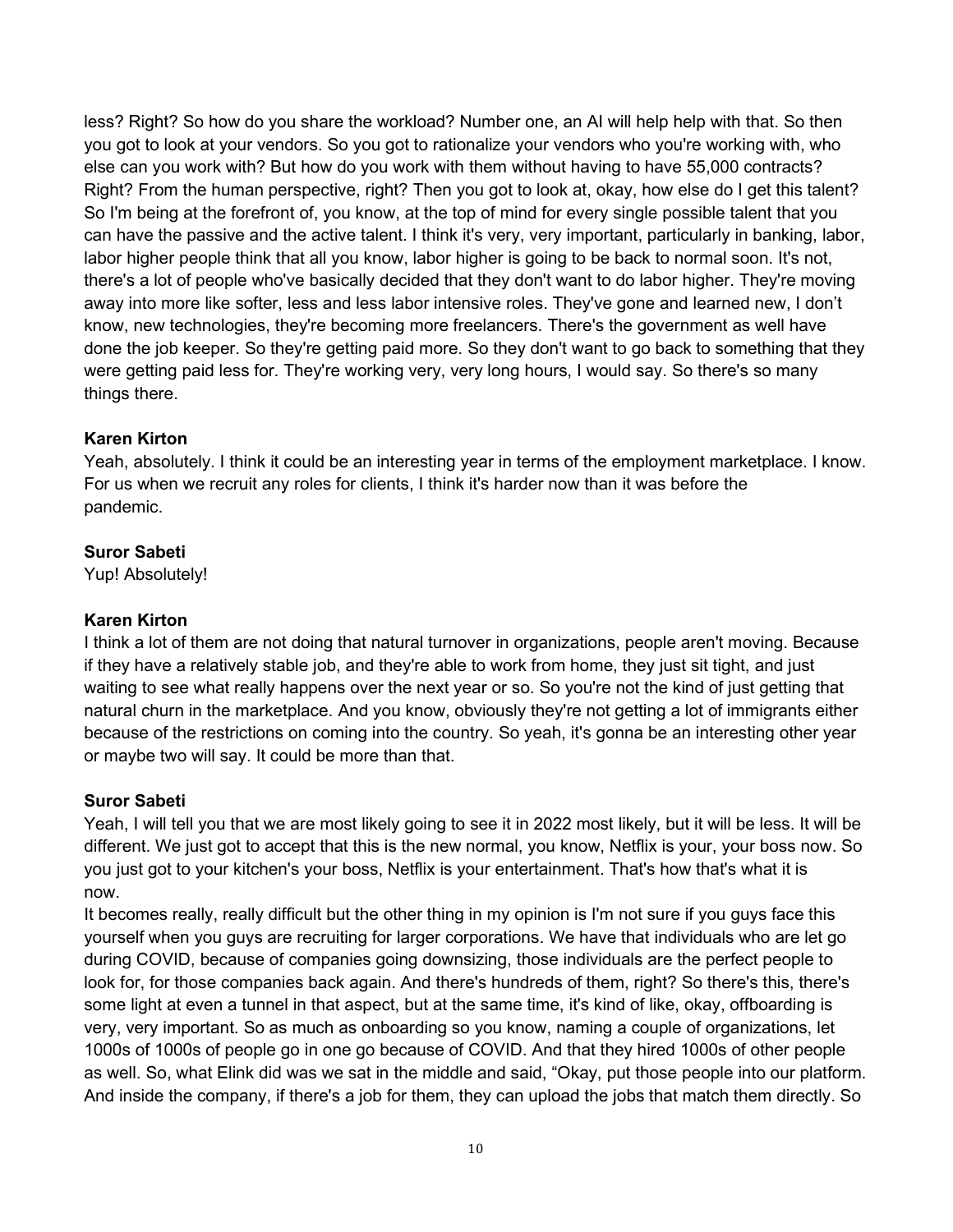less? Right? So how do you share the workload? Number one, an AI will help help with that. So then you got to look at your vendors. So you got to rationalize your vendors who you're working with, who else can you work with? But how do you work with them without having to have 55,000 contracts? Right? From the human perspective, right? Then you got to look at, okay, how else do I get this talent? So I'm being at the forefront of, you know, at the top of mind for every single possible talent that you can have the passive and the active talent. I think it's very, very important, particularly in banking, labor, labor higher people think that all you know, labor higher is going to be back to normal soon. It's not, there's a lot of people who've basically decided that they don't want to do labor higher. They're moving away into more like softer, less and less labor intensive roles. They've gone and learned new, I don't know, new technologies, they're becoming more freelancers. There's the government as well have done the job keeper. So they're getting paid more. So they don't want to go back to something that they were getting paid less for. They're working very, very long hours, I would say. So there's so many things there.

**Karen Kirton**
Yeah, absolutely. I think it could be an interesting year in terms of the employment marketplace. I know. For us when we recruit any roles for clients, I think it's harder now than it was before the pandemic.

**Suror Sabeti**
Yup! Absolutely!

**Karen Kirton**
I think a lot of them are not doing that natural turnover in organizations, people aren't moving. Because if they have a relatively stable job, and they're able to work from home, they just sit tight, and just waiting to see what really happens over the next year or so. So you're not the kind of just getting that natural churn in the marketplace. And you know, obviously they're not getting a lot of immigrants either because of the restrictions on coming into the country. So yeah, it's gonna be an interesting other year or maybe two will say. It could be more than that.

**Suror Sabeti**
Yeah, I will tell you that we are most likely going to see it in 2022 most likely, but it will be less. It will be different. We just got to accept that this is the new normal, you know, Netflix is your, your boss now. So you just got to your kitchen's your boss, Netflix is your entertainment. That's how that's what it is now.
It becomes really, really difficult but the other thing in my opinion is I'm not sure if you guys face this yourself when you guys are recruiting for larger corporations. We have that individuals who are let go during COVID, because of companies going downsizing, those individuals are the perfect people to look for, for those companies back again. And there's hundreds of them, right? So there's this, there's some light at even a tunnel in that aspect, but at the same time, it's kind of like, okay, offboarding is very, very important. So as much as onboarding so you know, naming a couple of organizations, let 1000s of 1000s of people go in one go because of COVID. And that they hired 1000s of other people as well. So, what Elink did was we sat in the middle and said, "Okay, put those people into our platform. And inside the company, if there's a job for them, they can upload the jobs that match them directly. So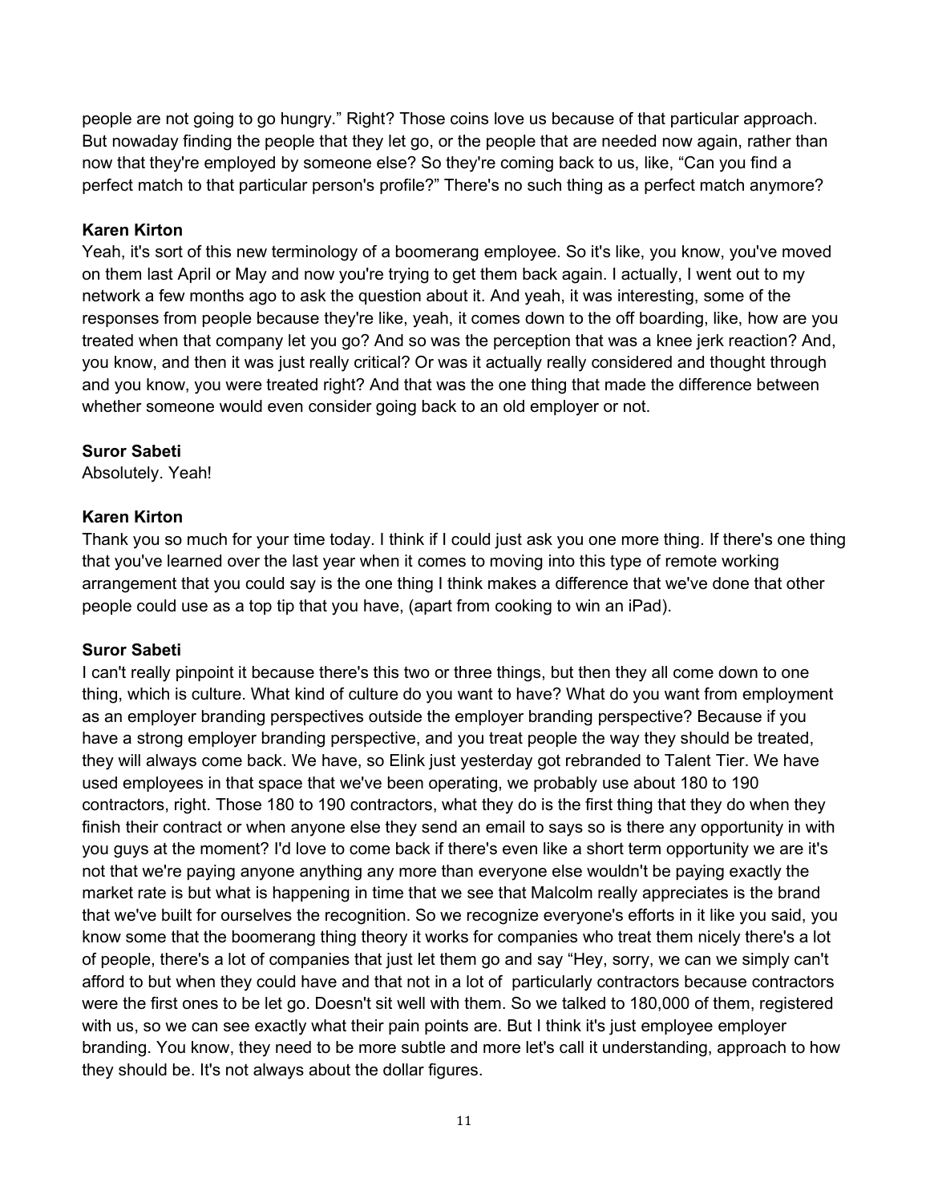people are not going to go hungry." Right? Those coins love us because of that particular approach. But nowaday finding the people that they let go, or the people that are needed now again, rather than now that they're employed by someone else? So they're coming back to us, like, "Can you find a perfect match to that particular person's profile?" There's no such thing as a perfect match anymore?

**Karen Kirton**
Yeah, it's sort of this new terminology of a boomerang employee. So it's like, you know, you've moved on them last April or May and now you're trying to get them back again. I actually, I went out to my network a few months ago to ask the question about it. And yeah, it was interesting, some of the responses from people because they're like, yeah, it comes down to the off boarding, like, how are you treated when that company let you go? And so was the perception that was a knee jerk reaction? And, you know, and then it was just really critical? Or was it actually really considered and thought through and you know, you were treated right? And that was the one thing that made the difference between whether someone would even consider going back to an old employer or not.

**Suror Sabeti**
Absolutely. Yeah!

**Karen Kirton**
Thank you so much for your time today. I think if I could just ask you one more thing. If there's one thing that you've learned over the last year when it comes to moving into this type of remote working arrangement that you could say is the one thing I think makes a difference that we've done that other people could use as a top tip that you have, (apart from cooking to win an iPad).

**Suror Sabeti**
I can't really pinpoint it because there's this two or three things, but then they all come down to one thing, which is culture. What kind of culture do you want to have? What do you want from employment as an employer branding perspectives outside the employer branding perspective? Because if you have a strong employer branding perspective, and you treat people the way they should be treated, they will always come back. We have, so Elink just yesterday got rebranded to Talent Tier. We have used employees in that space that we've been operating, we probably use about 180 to 190 contractors, right. Those 180 to 190 contractors, what they do is the first thing that they do when they finish their contract or when anyone else they send an email to says so is there any opportunity in with you guys at the moment? I'd love to come back if there's even like a short term opportunity we are it's not that we're paying anyone anything any more than everyone else wouldn't be paying exactly the market rate is but what is happening in time that we see that Malcolm really appreciates is the brand that we've built for ourselves the recognition. So we recognize everyone's efforts in it like you said, you know some that the boomerang thing theory it works for companies who treat them nicely there's a lot of people, there's a lot of companies that just let them go and say "Hey, sorry, we can we simply can't afford to but when they could have and that not in a lot of particularly contractors because contractors were the first ones to be let go. Doesn't sit well with them. So we talked to 180,000 of them, registered with us, so we can see exactly what their pain points are. But I think it's just employee employer branding. You know, they need to be more subtle and more let's call it understanding, approach to how they should be. It's not always about the dollar figures.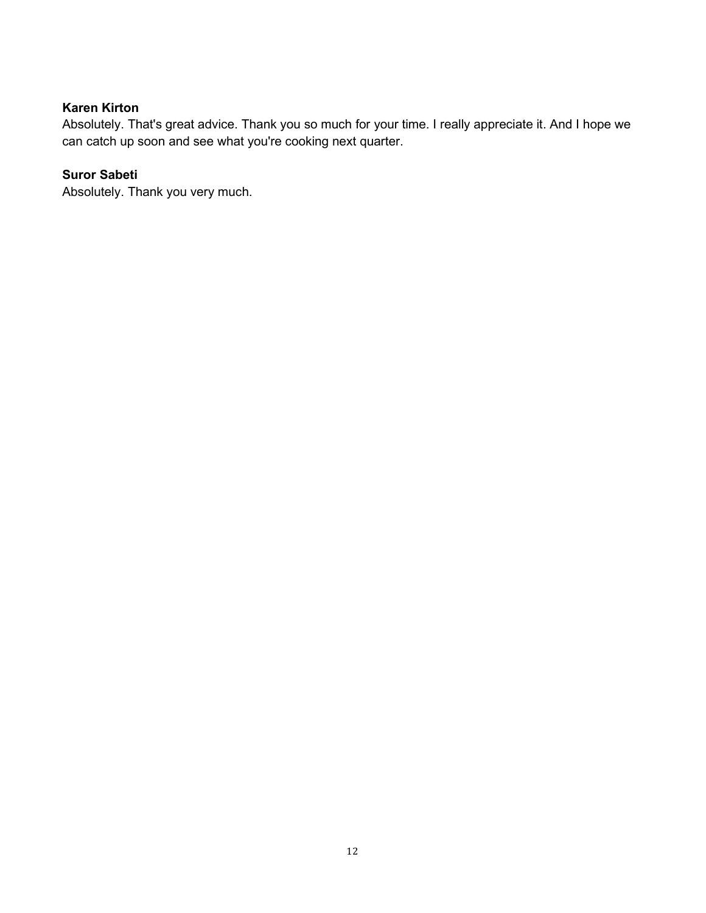**Karen Kirton**
Absolutely. That's great advice. Thank you so much for your time. I really appreciate it. And I hope we can catch up soon and see what you're cooking next quarter.

**Suror Sabeti**
Absolutely. Thank you very much.